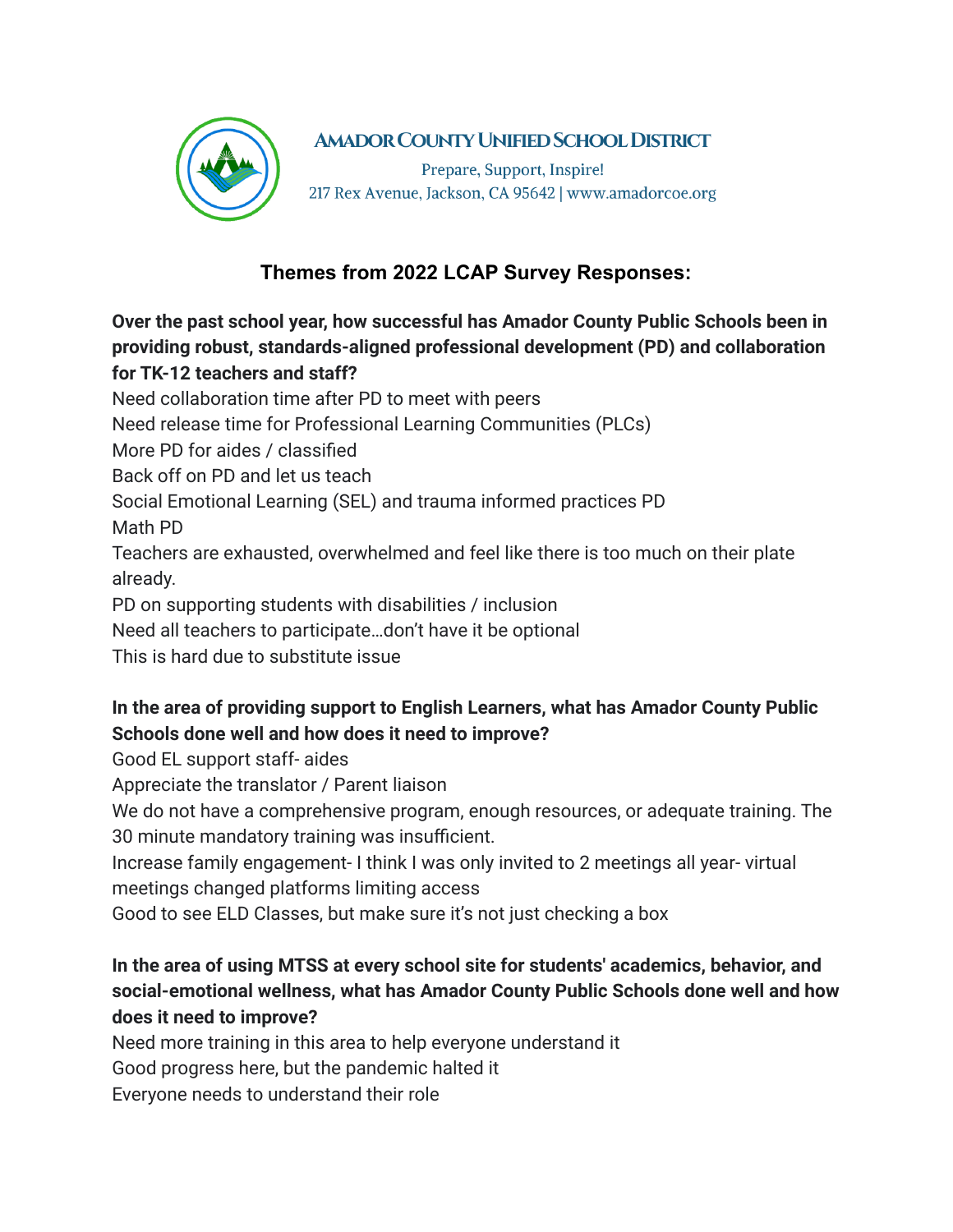**Amador County Unified School District**

Prepare, Support, Inspire!
217 Rex Avenue, Jackson, CA 95642 | www.amadorcoe.org

## Themes from 2022 LCAP Survey Responses:

**Over the past school year, how successful has Amador County Public Schools been in providing robust, standards-aligned professional development (PD) and collaboration for TK-12 teachers and staff?**

Need collaboration time after PD to meet with peers
Need release time for Professional Learning Communities (PLCs)
More PD for aides / classified
Back off on PD and let us teach
Social Emotional Learning (SEL) and trauma informed practices PD
Math PD
Teachers are exhausted, overwhelmed and feel like there is too much on their plate already.
PD on supporting students with disabilities / inclusion
Need all teachers to participate…don't have it be optional
This is hard due to substitute issue

**In the area of providing support to English Learners, what has Amador County Public Schools done well and how does it need to improve?**

Good EL support staff- aides
Appreciate the translator / Parent liaison
We do not have a comprehensive program, enough resources, or adequate training. The 30 minute mandatory training was insufficient.
Increase family engagement- I think I was only invited to 2 meetings all year- virtual meetings changed platforms limiting access
Good to see ELD Classes, but make sure it's not just checking a box

**In the area of using MTSS at every school site for students' academics, behavior, and social-emotional wellness, what has Amador County Public Schools done well and how does it need to improve?**

Need more training in this area to help everyone understand it
Good progress here, but the pandemic halted it
Everyone needs to understand their role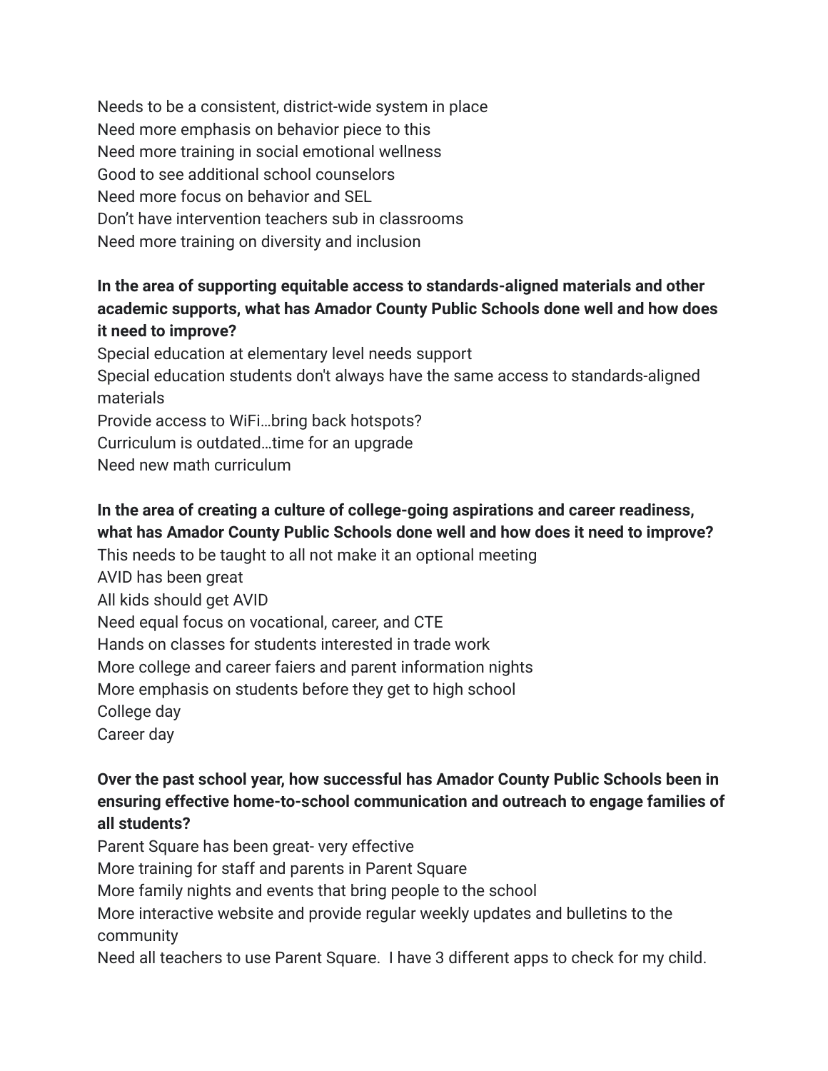Needs to be a consistent, district-wide system in place
Need more emphasis on behavior piece to this
Need more training in social emotional wellness
Good to see additional school counselors
Need more focus on behavior and SEL
Don't have intervention teachers sub in classrooms
Need more training on diversity and inclusion

**In the area of supporting equitable access to standards-aligned materials and other academic supports, what has Amador County Public Schools done well and how does it need to improve?**
Special education at elementary level needs support
Special education students don't always have the same access to standards-aligned materials
Provide access to WiFi…bring back hotspots?
Curriculum is outdated…time for an upgrade
Need new math curriculum

**In the area of creating a culture of college-going aspirations and career readiness, what has Amador County Public Schools done well and how does it need to improve?**
This needs to be taught to all not make it an optional meeting
AVID has been great
All kids should get AVID
Need equal focus on vocational, career, and CTE
Hands on classes for students interested in trade work
More college and career faiers and parent information nights
More emphasis on students before they get to high school
College day
Career day

**Over the past school year, how successful has Amador County Public Schools been in ensuring effective home-to-school communication and outreach to engage families of all students?**
Parent Square has been great- very effective
More training for staff and parents in Parent Square
More family nights and events that bring people to the school
More interactive website and provide regular weekly updates and bulletins to the community
Need all teachers to use Parent Square.  I have 3 different apps to check for my child.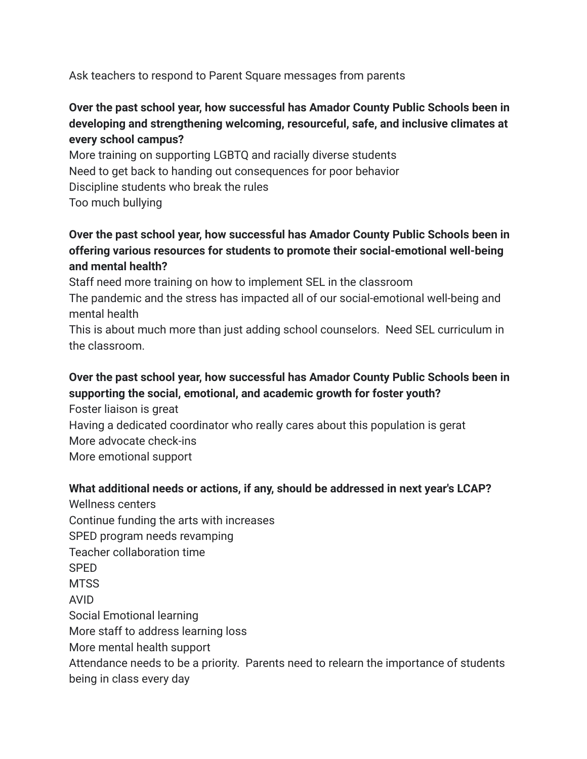Ask teachers to respond to Parent Square messages from parents

**Over the past school year, how successful has Amador County Public Schools been in developing and strengthening welcoming, resourceful, safe, and inclusive climates at every school campus?**

More training on supporting LGBTQ and racially diverse students
Need to get back to handing out consequences for poor behavior
Discipline students who break the rules
Too much bullying

**Over the past school year, how successful has Amador County Public Schools been in offering various resources for students to promote their social-emotional well-being and mental health?**

Staff need more training on how to implement SEL in the classroom
The pandemic and the stress has impacted all of our social-emotional well-being and mental health
This is about much more than just adding school counselors.  Need SEL curriculum in the classroom.

**Over the past school year, how successful has Amador County Public Schools been in supporting the social, emotional, and academic growth for foster youth?**

Foster liaison is great
Having a dedicated coordinator who really cares about this population is gerat
More advocate check-ins
More emotional support

**What additional needs or actions, if any, should be addressed in next year's LCAP?**

Wellness centers
Continue funding the arts with increases
SPED program needs revamping
Teacher collaboration time
SPED
MTSS
AVID
Social Emotional learning
More staff to address learning loss
More mental health support
Attendance needs to be a priority.  Parents need to relearn the importance of students being in class every day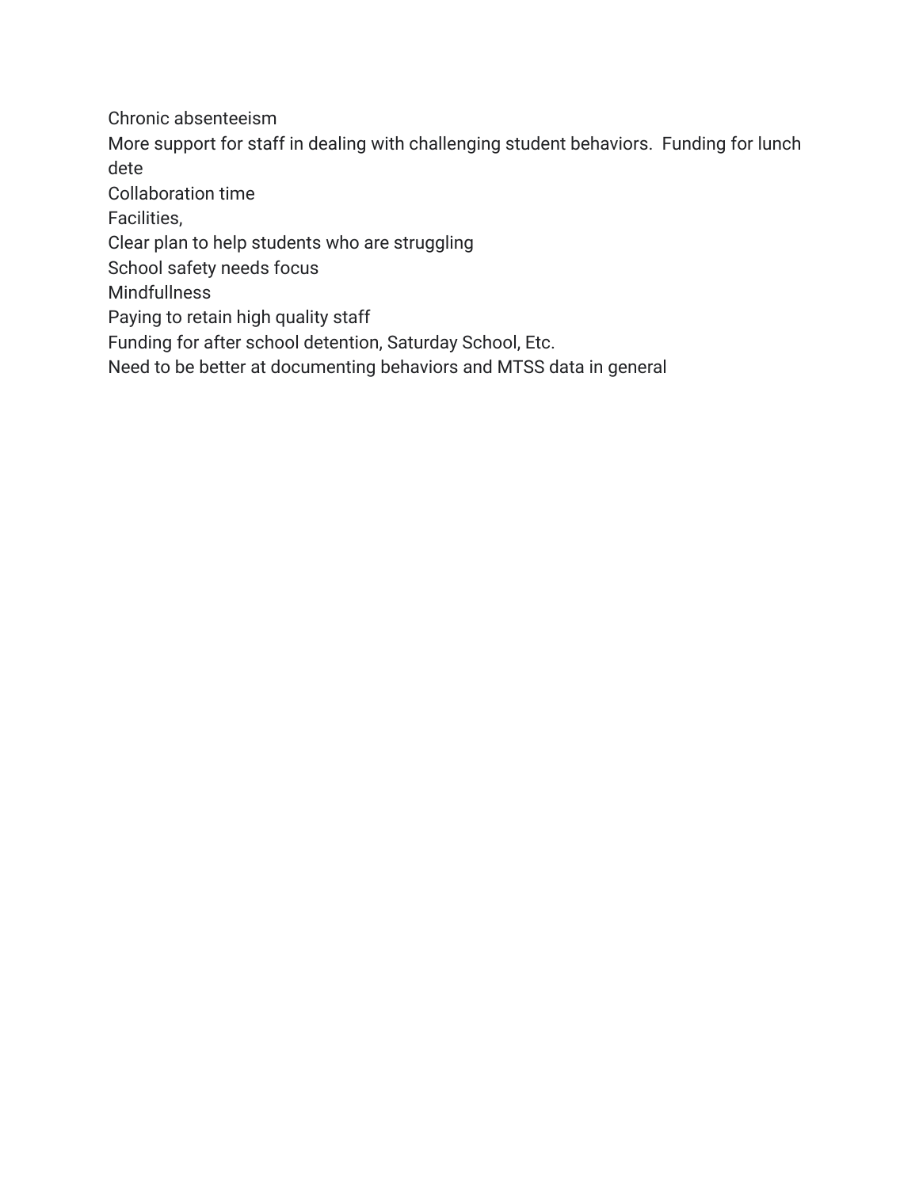Chronic absenteeism
More support for staff in dealing with challenging student behaviors.  Funding for lunch dete
Collaboration time
Facilities,
Clear plan to help students who are struggling
School safety needs focus
Mindfullness
Paying to retain high quality staff
Funding for after school detention, Saturday School, Etc.
Need to be better at documenting behaviors and MTSS data in general